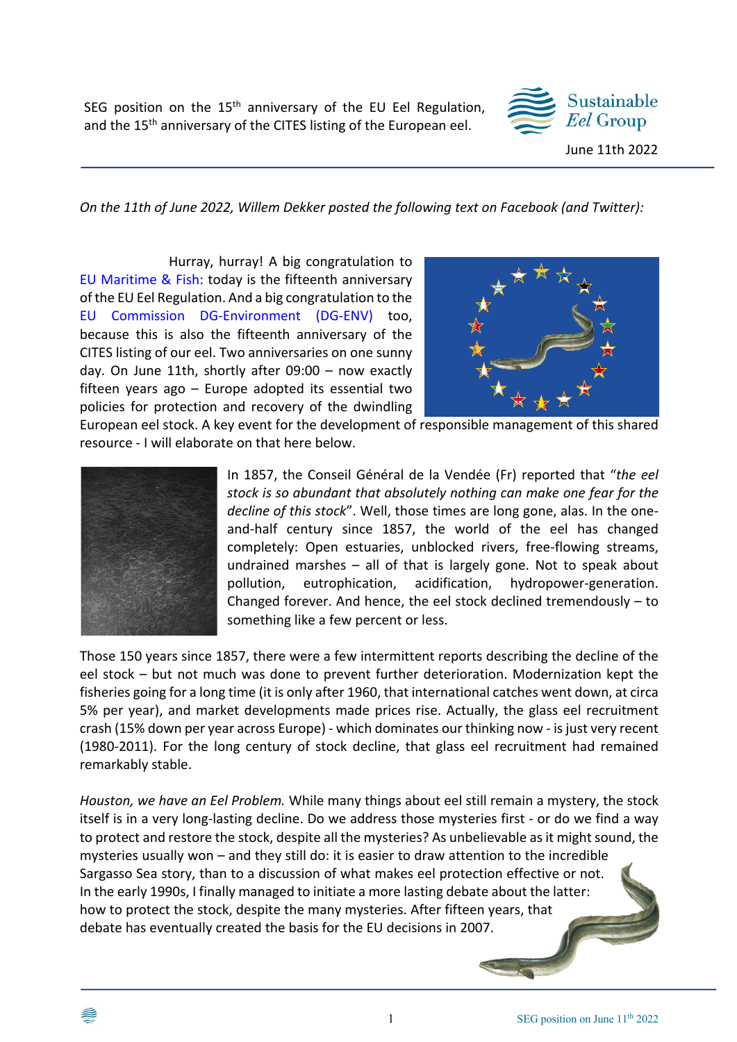SEG position on the 15th anniversary of the EU Eel Regulation, and the 15th anniversary of the CITES listing of the European eel.

Sustainable *Eel* Group

June 11th 2022

*On the 11th of June 2022, Willem Dekker posted the following text on Facebook (and Twitter):*

Hurray, hurray! A big congratulation to EU Maritime & Fish: today is the fifteenth anniversary of the EU Eel Regulation. And a big congratulation to the EU Commission DG-Environment (DG-ENV) too, because this is also the fifteenth anniversary of the CITES listing of our eel. Two anniversaries on one sunny day. On June 11th, shortly after 09:00 – now exactly fifteen years ago – Europe adopted its essential two policies for protection and recovery of the dwindling European eel stock. A key event for the development of responsible management of this shared resource - I will elaborate on that here below.

In 1857, the Conseil Général de la Vendée (Fr) reported that "*the eel stock is so abundant that absolutely nothing can make one fear for the decline of this stock*". Well, those times are long gone, alas. In the one-and-half century since 1857, the world of the eel has changed completely: Open estuaries, unblocked rivers, free-flowing streams, undrained marshes – all of that is largely gone. Not to speak about pollution, eutrophication, acidification, hydropower-generation. Changed forever. And hence, the eel stock declined tremendously – to something like a few percent or less.

Those 150 years since 1857, there were a few intermittent reports describing the decline of the eel stock – but not much was done to prevent further deterioration. Modernization kept the fisheries going for a long time (it is only after 1960, that international catches went down, at circa 5% per year), and market developments made prices rise. Actually, the glass eel recruitment crash (15% down per year across Europe) - which dominates our thinking now - is just very recent (1980-2011). For the long century of stock decline, that glass eel recruitment had remained remarkably stable.

*Houston, we have an Eel Problem.* While many things about eel still remain a mystery, the stock itself is in a very long-lasting decline. Do we address those mysteries first - or do we find a way to protect and restore the stock, despite all the mysteries? As unbelievable as it might sound, the mysteries usually won – and they still do: it is easier to draw attention to the incredible Sargasso Sea story, than to a discussion of what makes eel protection effective or not. In the early 1990s, I finally managed to initiate a more lasting debate about the latter: how to protect the stock, despite the many mysteries. After fifteen years, that debate has eventually created the basis for the EU decisions in 2007.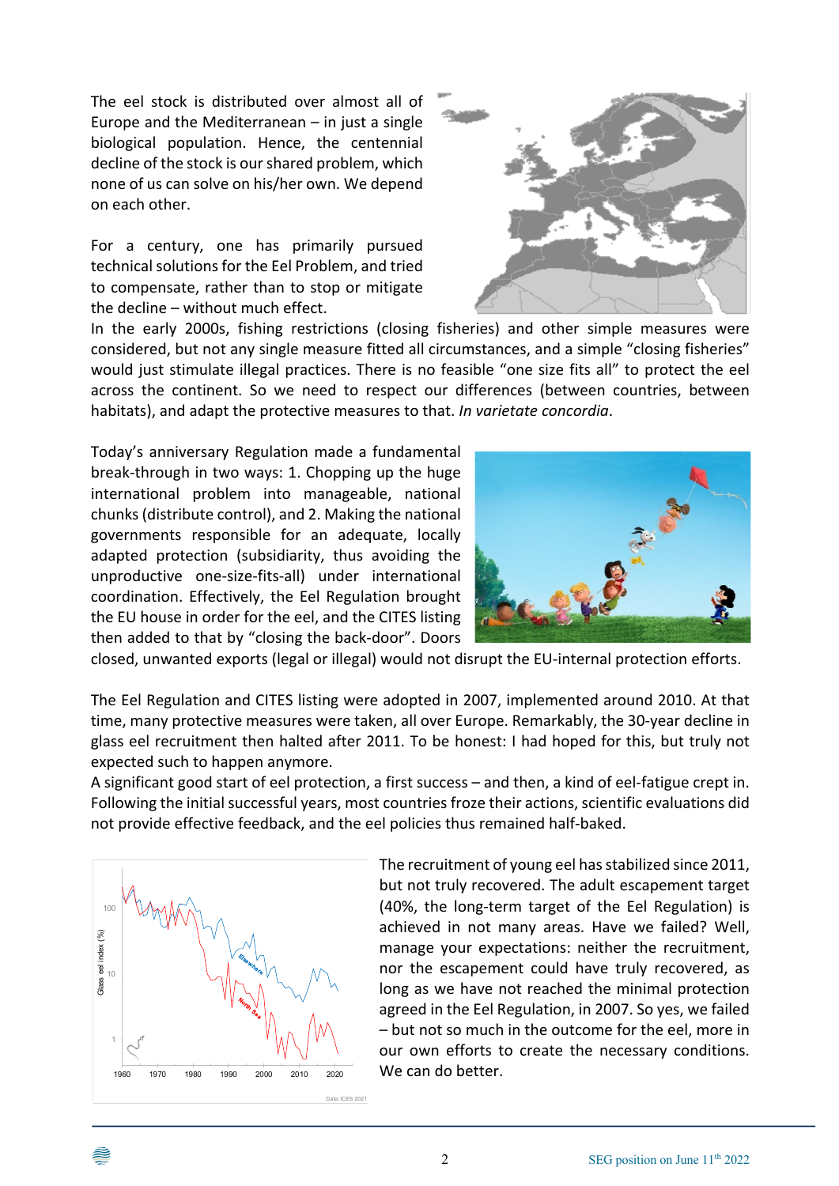The eel stock is distributed over almost all of Europe and the Mediterranean – in just a single biological population. Hence, the centennial decline of the stock is our shared problem, which none of us can solve on his/her own. We depend on each other.

For a century, one has primarily pursued technical solutions for the Eel Problem, and tried to compensate, rather than to stop or mitigate the decline – without much effect.

In the early 2000s, fishing restrictions (closing fisheries) and other simple measures were considered, but not any single measure fitted all circumstances, and a simple "closing fisheries" would just stimulate illegal practices. There is no feasible "one size fits all" to protect the eel across the continent. So we need to respect our differences (between countries, between habitats), and adapt the protective measures to that. *In varietate concordia*.

Today's anniversary Regulation made a fundamental break-through in two ways: 1. Chopping up the huge international problem into manageable, national chunks (distribute control), and 2. Making the national governments responsible for an adequate, locally adapted protection (subsidiarity, thus avoiding the unproductive one-size-fits-all) under international coordination. Effectively, the Eel Regulation brought the EU house in order for the eel, and the CITES listing then added to that by "closing the back-door". Doors closed, unwanted exports (legal or illegal) would not disrupt the EU-internal protection efforts.

The Eel Regulation and CITES listing were adopted in 2007, implemented around 2010. At that time, many protective measures were taken, all over Europe. Remarkably, the 30-year decline in glass eel recruitment then halted after 2011. To be honest: I had hoped for this, but truly not expected such to happen anymore.

A significant good start of eel protection, a first success – and then, a kind of eel-fatigue crept in. Following the initial successful years, most countries froze their actions, scientific evaluations did not provide effective feedback, and the eel policies thus remained half-baked.

The recruitment of young eel has stabilized since 2011, but not truly recovered. The adult escapement target (40%, the long-term target of the Eel Regulation) is achieved in not many areas. Have we failed? Well, manage your expectations: neither the recruitment, nor the escapement could have truly recovered, as long as we have not reached the minimal protection agreed in the Eel Regulation, in 2007. So yes, we failed – but not so much in the outcome for the eel, more in our own efforts to create the necessary conditions. We can do better.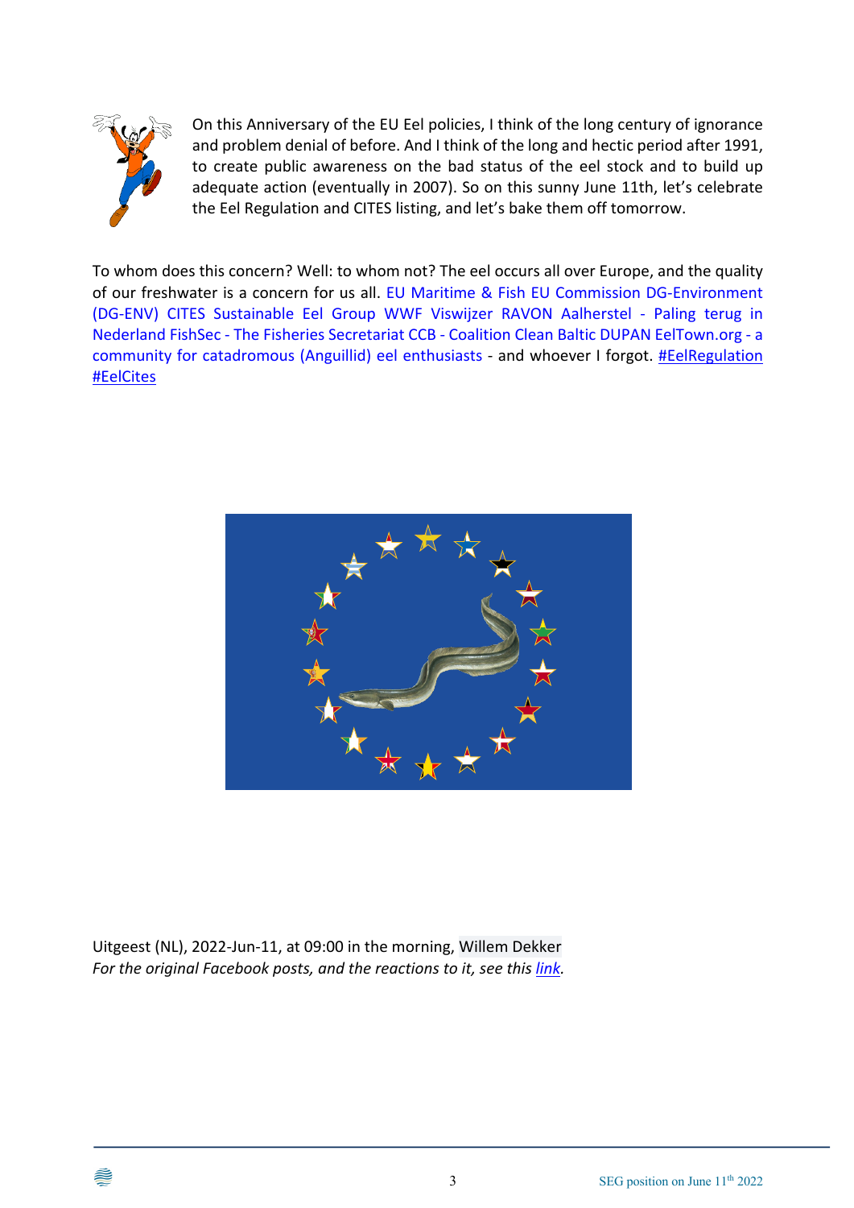On this Anniversary of the EU Eel policies, I think of the long century of ignorance and problem denial of before. And I think of the long and hectic period after 1991, to create public awareness on the bad status of the eel stock and to build up adequate action (eventually in 2007). So on this sunny June 11th, let's celebrate the Eel Regulation and CITES listing, and let's bake them off tomorrow.

To whom does this concern? Well: to whom not? The eel occurs all over Europe, and the quality of our freshwater is a concern for us all. EU Maritime & Fish EU Commission DG-Environment (DG-ENV) CITES Sustainable Eel Group WWF Viswijzer RAVON Aalherstel - Paling terug in Nederland FishSec - The Fisheries Secretariat CCB - Coalition Clean Baltic DUPAN EelTown.org - a community for catadromous (Anguillid) eel enthusiasts - and whoever I forgot. #EelRegulation #EelCites

Uitgeest (NL), 2022-Jun-11, at 09:00 in the morning, Willem Dekker

*For the original Facebook posts, and the reactions to it, see this link.*